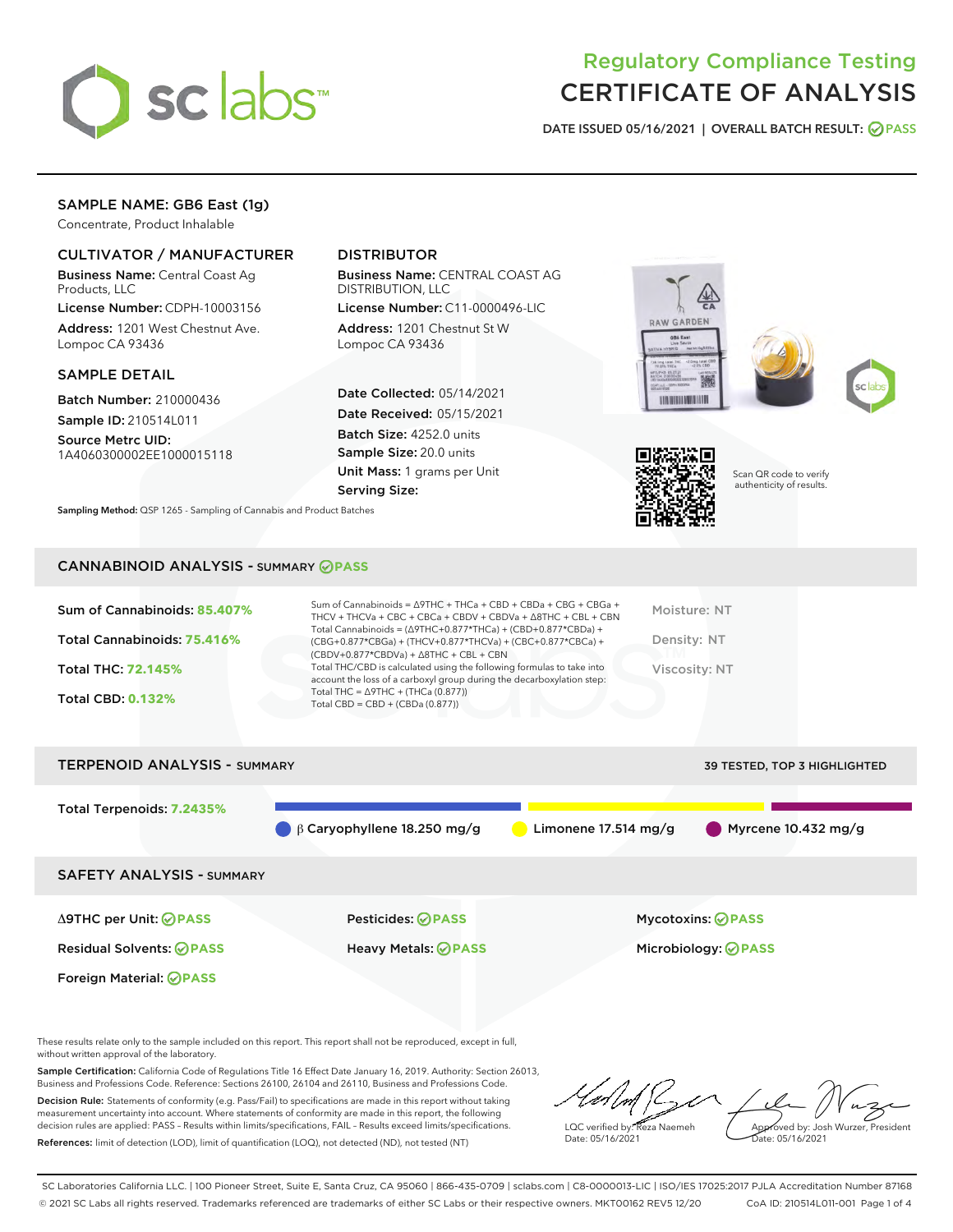# Regulatory Compliance Testing
# CERTIFICATE OF ANALYSIS

DATE ISSUED 05/16/2021 | OVERALL BATCH RESULT: PASS

## SAMPLE NAME: GB6 East (1g)

Concentrate, Product Inhalable

### CULTIVATOR / MANUFACTURER

**Business Name:** Central Coast Ag Products, LLC

**License Number:** CDPH-10003156

**Address:** 1201 West Chestnut Ave. Lompoc CA 93436

### DISTRIBUTOR

**Business Name:** CENTRAL COAST AG DISTRIBUTION, LLC

**License Number:** C11-0000496-LIC

**Address:** 1201 Chestnut St W Lompoc CA 93436

### SAMPLE DETAIL

**Batch Number:** 210000436

**Sample ID:** 210514L011

**Source Metrc UID:** 1A4060300002EE1000015118

**Date Collected:** 05/14/2021

**Date Received:** 05/15/2021

**Batch Size:** 4252.0 units

**Sample Size:** 20.0 units

**Unit Mass:** 1 grams per Unit

**Serving Size:**

**Sampling Method:** QSP 1265 - Sampling of Cannabis and Product Batches

Scan QR code to verify authenticity of results.

## CANNABINOID ANALYSIS - SUMMARY PASS

Sum of Cannabinoids: **85.407%**

Total Cannabinoids: **75.416%**

Total THC: **72.145%**

Total CBD: **0.132%**

Sum of Cannabinoids = Δ9THC + THCa + CBD + CBDa + CBG + CBGa + THCV + THCVa + CBC + CBCa + CBDV + CBDVa + Δ8THC + CBL + CBN

Total Cannabinoids = (Δ9THC+0.877*THCa) + (CBD+0.877*CBDa) + (CBG+0.877*CBGa) + (THCV+0.877*THCVa) + (CBC+0.877*CBCa) + (CBDV+0.877*CBDVa) + Δ8THC + CBL + CBN

Total THC/CBD is calculated using the following formulas to take into account the loss of a carboxyl group during the decarboxylation step:
Total THC = Δ9THC + (THCa (0.877))
Total CBD = CBD + (CBDa (0.877))

Moisture: NT

Density: NT

Viscosity: NT

## TERPENOID ANALYSIS - SUMMARY

39 TESTED, TOP 3 HIGHLIGHTED

Total Terpenoids: **7.2435%**

β Caryophyllene 18.250 mg/g | Limonene 17.514 mg/g | Myrcene 10.432 mg/g

## SAFETY ANALYSIS - SUMMARY

| | | |
|---|---|---|
| Δ9THC per Unit: PASS | Pesticides: PASS | Mycotoxins: PASS |
| Residual Solvents: PASS | Heavy Metals: PASS | Microbiology: PASS |
| Foreign Material: PASS | | |

These results relate only to the sample included on this report. This report shall not be reproduced, except in full, without written approval of the laboratory.

**Sample Certification:** California Code of Regulations Title 16 Effect Date January 16, 2019. Authority: Section 26013, Business and Professions Code. Reference: Sections 26100, 26104 and 26110, Business and Professions Code.

**Decision Rule:** Statements of conformity (e.g. Pass/Fail) to specifications are made in this report without taking measurement uncertainty into account. Where statements of conformity are made in this report, the following decision rules are applied: PASS - Results within limits/specifications, FAIL - Results exceed limits/specifications.

**References:** limit of detection (LOD), limit of quantification (LOQ), not detected (ND), not tested (NT)

LQC verified by: Reza Naemeh
Date: 05/16/2021

Approved by: Josh Wurzer, President
Date: 05/16/2021

SC Laboratories California LLC. | 100 Pioneer Street, Suite E, Santa Cruz, CA 95060 | 866-435-0709 | sclabs.com | C8-0000013-LIC | ISO/IES 17025:2017 PJLA Accreditation Number 87168
© 2021 SC Labs all rights reserved. Trademarks referenced are trademarks of either SC Labs or their respective owners. MKT00162 REV5 12/20 CoA ID: 210514L011-001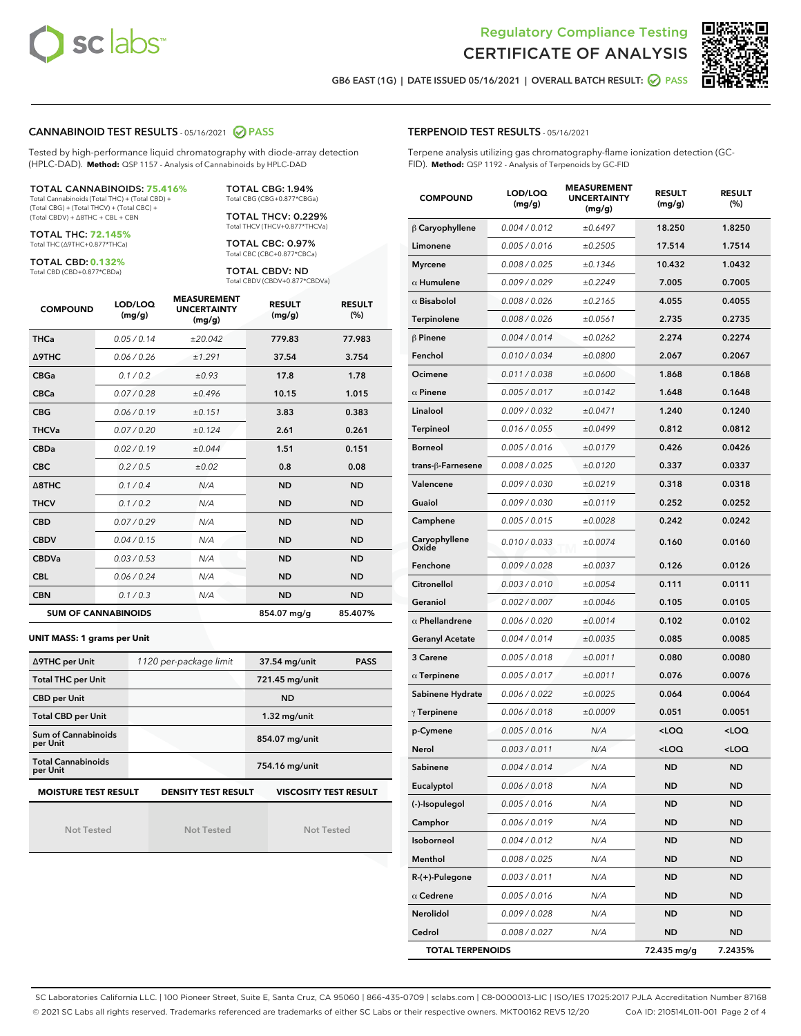# Regulatory Compliance Testing
# CERTIFICATE OF ANALYSIS

GB6 EAST (1G) | DATE ISSUED 05/16/2021 | OVERALL BATCH RESULT: PASS

## CANNABINOID TEST RESULTS - 05/16/2021 PASS

Tested by high-performance liquid chromatography with diode-array detection (HPLC-DAD). **Method:** QSP 1157 - Analysis of Cannabinoids by HPLC-DAD

**TOTAL CANNABINOIDS: 75.416%**
Total Cannabinoids (Total THC) + (Total CBD) + (Total CBG) + (Total THCV) + (Total CBC) + (Total CBDV) + Δ8THC + CBL + CBN

**TOTAL THC: 72.145%**
Total THC (Δ9THC+0.877*THCa)

**TOTAL CBD: 0.132%**
Total CBD (CBD+0.877*CBDa)

**TOTAL CBG: 1.94%**
Total CBG (CBG+0.877*CBGa)

**TOTAL THCV: 0.229%**
Total THCV (THCV+0.877*THCVa)

**TOTAL CBC: 0.97%**
Total CBC (CBC+0.877*CBCa)

**TOTAL CBDV: ND**
Total CBDV (CBDV+0.877*CBDVa)

| COMPOUND | LOD/LOQ (mg/g) | MEASUREMENT UNCERTAINTY (mg/g) | RESULT (mg/g) | RESULT (%) |
|---|---|---|---|---|
| THCa | 0.05 / 0.14 | ±20.042 | 779.83 | 77.983 |
| Δ9THC | 0.06 / 0.26 | ±1.291 | 37.54 | 3.754 |
| CBGa | 0.1 / 0.2 | ±0.93 | 17.8 | 1.78 |
| CBCa | 0.07 / 0.28 | ±0.496 | 10.15 | 1.015 |
| CBG | 0.06 / 0.19 | ±0.151 | 3.83 | 0.383 |
| THCVa | 0.07 / 0.20 | ±0.124 | 2.61 | 0.261 |
| CBDa | 0.02 / 0.19 | ±0.044 | 1.51 | 0.151 |
| CBC | 0.2 / 0.5 | ±0.02 | 0.8 | 0.08 |
| Δ8THC | 0.1 / 0.4 | N/A | ND | ND |
| THCV | 0.1 / 0.2 | N/A | ND | ND |
| CBD | 0.07 / 0.29 | N/A | ND | ND |
| CBDV | 0.04 / 0.15 | N/A | ND | ND |
| CBDVa | 0.03 / 0.53 | N/A | ND | ND |
| CBL | 0.06 / 0.24 | N/A | ND | ND |
| CBN | 0.1 / 0.3 | N/A | ND | ND |
| **SUM OF CANNABINOIDS** | | | **854.07 mg/g** | **85.407%** |

**UNIT MASS: 1 grams per Unit**

| | | | |
|---|---|---|---|
| Δ9THC per Unit | 1120 per-package limit | 37.54 mg/unit | PASS |
| Total THC per Unit | | 721.45 mg/unit | |
| CBD per Unit | | ND | |
| Total CBD per Unit | | 1.32 mg/unit | |
| Sum of Cannabinoids per Unit | | 854.07 mg/unit | |
| Total Cannabinoids per Unit | | 754.16 mg/unit | |

| MOISTURE TEST RESULT | DENSITY TEST RESULT | VISCOSITY TEST RESULT |
|---|---|---|
| Not Tested | Not Tested | Not Tested |

## TERPENOID TEST RESULTS - 05/16/2021

Terpene analysis utilizing gas chromatography-flame ionization detection (GC-FID). **Method:** QSP 1192 - Analysis of Terpenoids by GC-FID

| COMPOUND | LOD/LOQ (mg/g) | MEASUREMENT UNCERTAINTY (mg/g) | RESULT (mg/g) | RESULT (%) |
|---|---|---|---|---|
| β Caryophyllene | 0.004 / 0.012 | ±0.6497 | 18.250 | 1.8250 |
| Limonene | 0.005 / 0.016 | ±0.2505 | 17.514 | 1.7514 |
| Myrcene | 0.008 / 0.025 | ±0.1346 | 10.432 | 1.0432 |
| α Humulene | 0.009 / 0.029 | ±0.2249 | 7.005 | 0.7005 |
| α Bisabolol | 0.008 / 0.026 | ±0.2165 | 4.055 | 0.4055 |
| Terpinolene | 0.008 / 0.026 | ±0.0561 | 2.735 | 0.2735 |
| β Pinene | 0.004 / 0.014 | ±0.0262 | 2.274 | 0.2274 |
| Fenchol | 0.010 / 0.034 | ±0.0800 | 2.067 | 0.2067 |
| Ocimene | 0.011 / 0.038 | ±0.0600 | 1.868 | 0.1868 |
| α Pinene | 0.005 / 0.017 | ±0.0142 | 1.648 | 0.1648 |
| Linalool | 0.009 / 0.032 | ±0.0471 | 1.240 | 0.1240 |
| Terpineol | 0.016 / 0.055 | ±0.0499 | 0.812 | 0.0812 |
| Borneol | 0.005 / 0.016 | ±0.0179 | 0.426 | 0.0426 |
| trans-β-Farnesene | 0.008 / 0.025 | ±0.0120 | 0.337 | 0.0337 |
| Valencene | 0.009 / 0.030 | ±0.0219 | 0.318 | 0.0318 |
| Guaiol | 0.009 / 0.030 | ±0.0119 | 0.252 | 0.0252 |
| Camphene | 0.005 / 0.015 | ±0.0028 | 0.242 | 0.0242 |
| Caryophyllene Oxide | 0.010 / 0.033 | ±0.0074 | 0.160 | 0.0160 |
| Fenchone | 0.009 / 0.028 | ±0.0037 | 0.126 | 0.0126 |
| Citronellol | 0.003 / 0.010 | ±0.0054 | 0.111 | 0.0111 |
| Geraniol | 0.002 / 0.007 | ±0.0046 | 0.105 | 0.0105 |
| α Phellandrene | 0.006 / 0.020 | ±0.0014 | 0.102 | 0.0102 |
| Geranyl Acetate | 0.004 / 0.014 | ±0.0035 | 0.085 | 0.0085 |
| 3 Carene | 0.005 / 0.018 | ±0.0011 | 0.080 | 0.0080 |
| α Terpinene | 0.005 / 0.017 | ±0.0011 | 0.076 | 0.0076 |
| Sabinene Hydrate | 0.006 / 0.022 | ±0.0025 | 0.064 | 0.0064 |
| γ Terpinene | 0.006 / 0.018 | ±0.0009 | 0.051 | 0.0051 |
| p-Cymene | 0.005 / 0.016 | N/A | <LOQ | <LOQ |
| Nerol | 0.003 / 0.011 | N/A | <LOQ | <LOQ |
| Sabinene | 0.004 / 0.014 | N/A | ND | ND |
| Eucalyptol | 0.006 / 0.018 | N/A | ND | ND |
| (-)-Isopulegol | 0.005 / 0.016 | N/A | ND | ND |
| Camphor | 0.006 / 0.019 | N/A | ND | ND |
| Isoborneol | 0.004 / 0.012 | N/A | ND | ND |
| Menthol | 0.008 / 0.025 | N/A | ND | ND |
| R-(+)-Pulegone | 0.003 / 0.011 | N/A | ND | ND |
| α Cedrene | 0.005 / 0.016 | N/A | ND | ND |
| Nerolidol | 0.009 / 0.028 | N/A | ND | ND |
| Cedrol | 0.008 / 0.027 | N/A | ND | ND |
| **TOTAL TERPENOIDS** | | | **72.435 mg/g** | **7.2435%** |

SC Laboratories California LLC. | 100 Pioneer Street, Suite E, Santa Cruz, CA 95060 | 866-435-0709 | sclabs.com | C8-0000013-LIC | ISO/IES 17025:2017 PJLA Accreditation Number 87168
© 2021 SC Labs all rights reserved. Trademarks referenced are trademarks of either SC Labs or their respective owners. MKT00162 REV5 12/20 CoA ID: 210514L011-001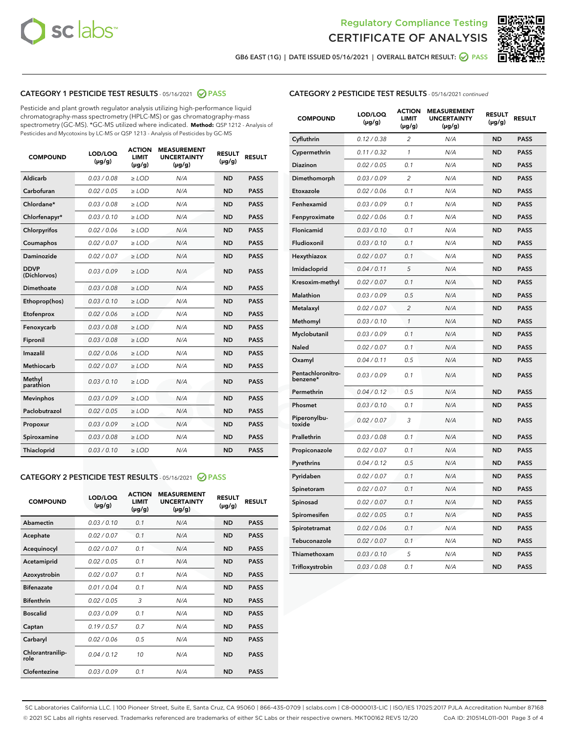Regulatory Compliance Testing
CERTIFICATE OF ANALYSIS

GB6 EAST (1G) | DATE ISSUED 05/16/2021 | OVERALL BATCH RESULT: PASS

## CATEGORY 1 PESTICIDE TEST RESULTS - 05/16/2021 PASS

Pesticide and plant growth regulator analysis utilizing high-performance liquid chromatography-mass spectrometry (HPLC-MS) or gas chromatography-mass spectrometry (GC-MS). *GC-MS utilized where indicated. **Method:** QSP 1212 - Analysis of Pesticides and Mycotoxins by LC-MS or QSP 1213 - Analysis of Pesticides by GC-MS

| COMPOUND | LOD/LOQ (µg/g) | ACTION LIMIT (µg/g) | MEASUREMENT UNCERTAINTY (µg/g) | RESULT (µg/g) | RESULT |
|---|---|---|---|---|---|
| Aldicarb | 0.03 / 0.08 | ≥ LOD | N/A | ND | PASS |
| Carbofuran | 0.02 / 0.05 | ≥ LOD | N/A | ND | PASS |
| Chlordane* | 0.03 / 0.08 | ≥ LOD | N/A | ND | PASS |
| Chlorfenapyr* | 0.03 / 0.10 | ≥ LOD | N/A | ND | PASS |
| Chlorpyrifos | 0.02 / 0.06 | ≥ LOD | N/A | ND | PASS |
| Coumaphos | 0.02 / 0.07 | ≥ LOD | N/A | ND | PASS |
| Daminozide | 0.02 / 0.07 | ≥ LOD | N/A | ND | PASS |
| DDVP (Dichlorvos) | 0.03 / 0.09 | ≥ LOD | N/A | ND | PASS |
| Dimethoate | 0.03 / 0.08 | ≥ LOD | N/A | ND | PASS |
| Ethoprop(hos) | 0.03 / 0.10 | ≥ LOD | N/A | ND | PASS |
| Etofenprox | 0.02 / 0.06 | ≥ LOD | N/A | ND | PASS |
| Fenoxycarb | 0.03 / 0.08 | ≥ LOD | N/A | ND | PASS |
| Fipronil | 0.03 / 0.08 | ≥ LOD | N/A | ND | PASS |
| Imazalil | 0.02 / 0.06 | ≥ LOD | N/A | ND | PASS |
| Methiocarb | 0.02 / 0.07 | ≥ LOD | N/A | ND | PASS |
| Methyl parathion | 0.03 / 0.10 | ≥ LOD | N/A | ND | PASS |
| Mevinphos | 0.03 / 0.09 | ≥ LOD | N/A | ND | PASS |
| Paclobutrazol | 0.02 / 0.05 | ≥ LOD | N/A | ND | PASS |
| Propoxur | 0.03 / 0.09 | ≥ LOD | N/A | ND | PASS |
| Spiroxamine | 0.03 / 0.08 | ≥ LOD | N/A | ND | PASS |
| Thiacloprid | 0.03 / 0.10 | ≥ LOD | N/A | ND | PASS |

## CATEGORY 2 PESTICIDE TEST RESULTS - 05/16/2021 PASS

| COMPOUND | LOD/LOQ (µg/g) | ACTION LIMIT (µg/g) | MEASUREMENT UNCERTAINTY (µg/g) | RESULT (µg/g) | RESULT |
|---|---|---|---|---|---|
| Abamectin | 0.03 / 0.10 | 0.1 | N/A | ND | PASS |
| Acephate | 0.02 / 0.07 | 0.1 | N/A | ND | PASS |
| Acequinocyl | 0.02 / 0.07 | 0.1 | N/A | ND | PASS |
| Acetamiprid | 0.02 / 0.05 | 0.1 | N/A | ND | PASS |
| Azoxystrobin | 0.02 / 0.07 | 0.1 | N/A | ND | PASS |
| Bifenazate | 0.01 / 0.04 | 0.1 | N/A | ND | PASS |
| Bifenthrin | 0.02 / 0.05 | 3 | N/A | ND | PASS |
| Boscalid | 0.03 / 0.09 | 0.1 | N/A | ND | PASS |
| Captan | 0.19 / 0.57 | 0.7 | N/A | ND | PASS |
| Carbaryl | 0.02 / 0.06 | 0.5 | N/A | ND | PASS |
| Chlorantraniliprole | 0.04 / 0.12 | 10 | N/A | ND | PASS |
| Clofentezine | 0.03 / 0.09 | 0.1 | N/A | ND | PASS |
| Cyfluthrin | 0.12 / 0.38 | 2 | N/A | ND | PASS |
| Cypermethrin | 0.11 / 0.32 | 1 | N/A | ND | PASS |
| Diazinon | 0.02 / 0.05 | 0.1 | N/A | ND | PASS |
| Dimethomorph | 0.03 / 0.09 | 2 | N/A | ND | PASS |
| Etoxazole | 0.02 / 0.06 | 0.1 | N/A | ND | PASS |
| Fenhexamid | 0.03 / 0.09 | 0.1 | N/A | ND | PASS |
| Fenpyroximate | 0.02 / 0.06 | 0.1 | N/A | ND | PASS |
| Flonicamid | 0.03 / 0.10 | 0.1 | N/A | ND | PASS |
| Fludioxonil | 0.03 / 0.10 | 0.1 | N/A | ND | PASS |
| Hexythiazox | 0.02 / 0.07 | 0.1 | N/A | ND | PASS |
| Imidacloprid | 0.04 / 0.11 | 5 | N/A | ND | PASS |
| Kresoxim-methyl | 0.02 / 0.07 | 0.1 | N/A | ND | PASS |
| Malathion | 0.03 / 0.09 | 0.5 | N/A | ND | PASS |
| Metalaxyl | 0.02 / 0.07 | 2 | N/A | ND | PASS |
| Methomyl | 0.03 / 0.10 | 1 | N/A | ND | PASS |
| Myclobutanil | 0.03 / 0.09 | 0.1 | N/A | ND | PASS |
| Naled | 0.02 / 0.07 | 0.1 | N/A | ND | PASS |
| Oxamyl | 0.04 / 0.11 | 0.5 | N/A | ND | PASS |
| Pentachloronitrobenzene* | 0.03 / 0.09 | 0.1 | N/A | ND | PASS |
| Permethrin | 0.04 / 0.12 | 0.5 | N/A | ND | PASS |
| Phosmet | 0.03 / 0.10 | 0.1 | N/A | ND | PASS |
| Piperonylbutoxide | 0.02 / 0.07 | 3 | N/A | ND | PASS |
| Prallethrin | 0.03 / 0.08 | 0.1 | N/A | ND | PASS |
| Propiconazole | 0.02 / 0.07 | 0.1 | N/A | ND | PASS |
| Pyrethrins | 0.04 / 0.12 | 0.5 | N/A | ND | PASS |
| Pyridaben | 0.02 / 0.07 | 0.1 | N/A | ND | PASS |
| Spinetoram | 0.02 / 0.07 | 0.1 | N/A | ND | PASS |
| Spinosad | 0.02 / 0.07 | 0.1 | N/A | ND | PASS |
| Spiromesifen | 0.02 / 0.05 | 0.1 | N/A | ND | PASS |
| Spirotetramat | 0.02 / 0.06 | 0.1 | N/A | ND | PASS |
| Tebuconazole | 0.02 / 0.07 | 0.1 | N/A | ND | PASS |
| Thiamethoxam | 0.03 / 0.10 | 5 | N/A | ND | PASS |
| Trifloxystrobin | 0.03 / 0.08 | 0.1 | N/A | ND | PASS |

SC Laboratories California LLC. | 100 Pioneer Street, Suite E, Santa Cruz, CA 95060 | 866-435-0709 | sclabs.com | C8-0000013-LIC | ISO/IES 17025:2017 PJLA Accreditation Number 87168
© 2021 SC Labs all rights reserved. Trademarks referenced are trademarks of either SC Labs or their respective owners. MKT00162 REV5 12/20 CoA ID: 210514L011-001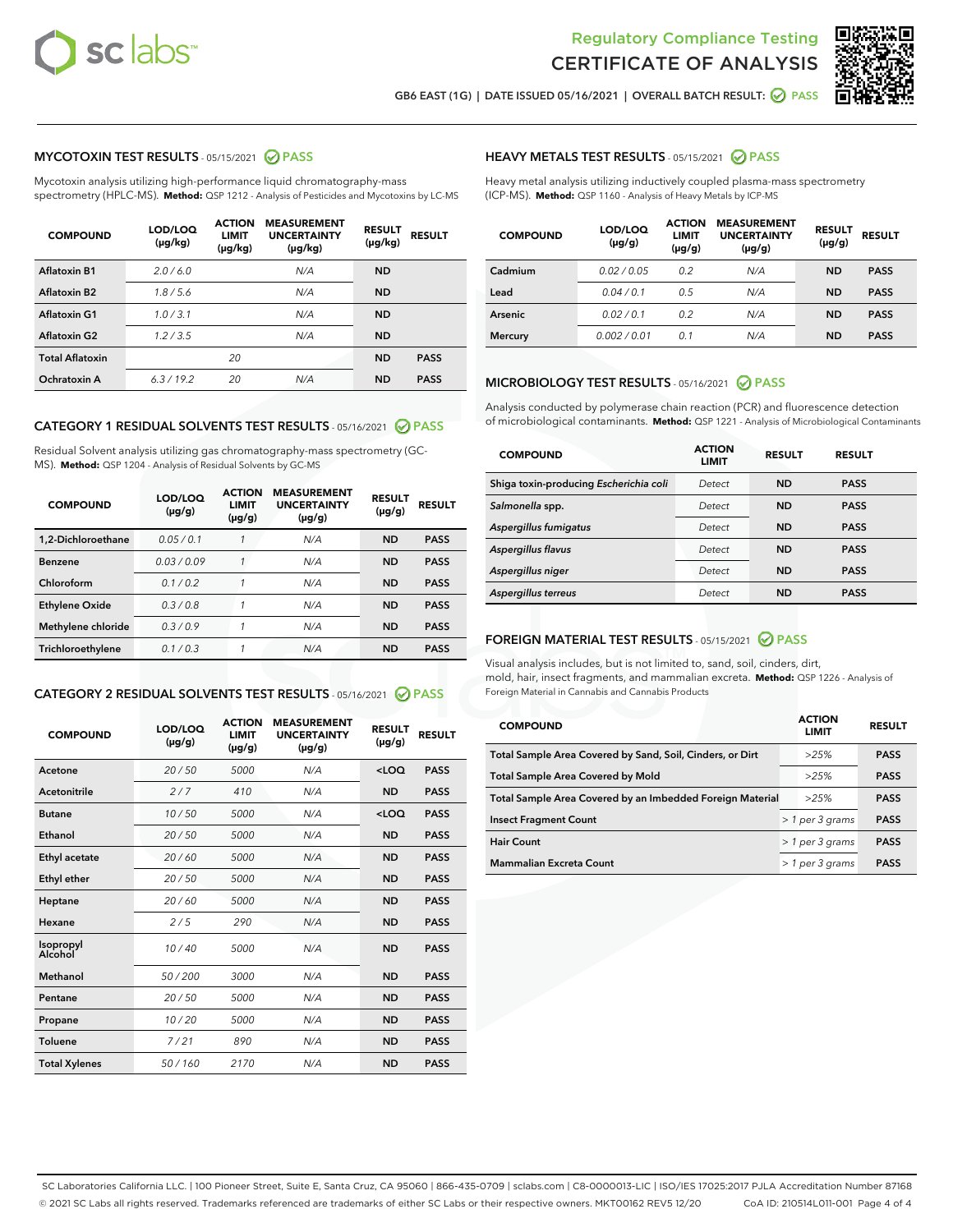Regulatory Compliance Testing

# CERTIFICATE OF ANALYSIS

GB6 EAST (1G) | DATE ISSUED 05/16/2021 | OVERALL BATCH RESULT: PASS

## MYCOTOXIN TEST RESULTS - 05/15/2021 PASS

Mycotoxin analysis utilizing high-performance liquid chromatography-mass spectrometry (HPLC-MS). **Method:** QSP 1212 - Analysis of Pesticides and Mycotoxins by LC-MS

| COMPOUND | LOD/LOQ (µg/kg) | ACTION LIMIT (µg/kg) | MEASUREMENT UNCERTAINTY (µg/kg) | RESULT (µg/kg) | RESULT |
|---|---|---|---|---|---|
| Aflatoxin B1 | 2.0 / 6.0 | | N/A | ND | |
| Aflatoxin B2 | 1.8 / 5.6 | | N/A | ND | |
| Aflatoxin G1 | 1.0 / 3.1 | | N/A | ND | |
| Aflatoxin G2 | 1.2 / 3.5 | | N/A | ND | |
| Total Aflatoxin | | 20 | | ND | PASS |
| Ochratoxin A | 6.3 / 19.2 | 20 | N/A | ND | PASS |

## CATEGORY 1 RESIDUAL SOLVENTS TEST RESULTS - 05/16/2021 PASS

Residual Solvent analysis utilizing gas chromatography-mass spectrometry (GC-MS). **Method:** QSP 1204 - Analysis of Residual Solvents by GC-MS

| COMPOUND | LOD/LOQ (µg/g) | ACTION LIMIT (µg/g) | MEASUREMENT UNCERTAINTY (µg/g) | RESULT (µg/g) | RESULT |
|---|---|---|---|---|---|
| 1,2-Dichloroethane | 0.05 / 0.1 | 1 | N/A | ND | PASS |
| Benzene | 0.03 / 0.09 | 1 | N/A | ND | PASS |
| Chloroform | 0.1 / 0.2 | 1 | N/A | ND | PASS |
| Ethylene Oxide | 0.3 / 0.8 | 1 | N/A | ND | PASS |
| Methylene chloride | 0.3 / 0.9 | 1 | N/A | ND | PASS |
| Trichloroethylene | 0.1 / 0.3 | 1 | N/A | ND | PASS |

## CATEGORY 2 RESIDUAL SOLVENTS TEST RESULTS - 05/16/2021 PASS

| COMPOUND | LOD/LOQ (µg/g) | ACTION LIMIT (µg/g) | MEASUREMENT UNCERTAINTY (µg/g) | RESULT (µg/g) | RESULT |
|---|---|---|---|---|---|
| Acetone | 20 / 50 | 5000 | N/A | <LOQ | PASS |
| Acetonitrile | 2 / 7 | 410 | N/A | ND | PASS |
| Butane | 10 / 50 | 5000 | N/A | <LOQ | PASS |
| Ethanol | 20 / 50 | 5000 | N/A | ND | PASS |
| Ethyl acetate | 20 / 60 | 5000 | N/A | ND | PASS |
| Ethyl ether | 20 / 50 | 5000 | N/A | ND | PASS |
| Heptane | 20 / 60 | 5000 | N/A | ND | PASS |
| Hexane | 2 / 5 | 290 | N/A | ND | PASS |
| Isopropyl Alcohol | 10 / 40 | 5000 | N/A | ND | PASS |
| Methanol | 50 / 200 | 3000 | N/A | ND | PASS |
| Pentane | 20 / 50 | 5000 | N/A | ND | PASS |
| Propane | 10 / 20 | 5000 | N/A | ND | PASS |
| Toluene | 7 / 21 | 890 | N/A | ND | PASS |
| Total Xylenes | 50 / 160 | 2170 | N/A | ND | PASS |

## HEAVY METALS TEST RESULTS - 05/15/2021 PASS

Heavy metal analysis utilizing inductively coupled plasma-mass spectrometry (ICP-MS). **Method:** QSP 1160 - Analysis of Heavy Metals by ICP-MS

| COMPOUND | LOD/LOQ (µg/g) | ACTION LIMIT (µg/g) | MEASUREMENT UNCERTAINTY (µg/g) | RESULT (µg/g) | RESULT |
|---|---|---|---|---|---|
| Cadmium | 0.02 / 0.05 | 0.2 | N/A | ND | PASS |
| Lead | 0.04 / 0.1 | 0.5 | N/A | ND | PASS |
| Arsenic | 0.02 / 0.1 | 0.2 | N/A | ND | PASS |
| Mercury | 0.002 / 0.01 | 0.1 | N/A | ND | PASS |

## MICROBIOLOGY TEST RESULTS - 05/16/2021 PASS

Analysis conducted by polymerase chain reaction (PCR) and fluorescence detection of microbiological contaminants. **Method:** QSP 1221 - Analysis of Microbiological Contaminants

| COMPOUND | ACTION LIMIT | RESULT | RESULT |
|---|---|---|---|
| *Shiga toxin-producing Escherichia coli* | Detect | ND | PASS |
| *Salmonella* spp. | Detect | ND | PASS |
| *Aspergillus fumigatus* | Detect | ND | PASS |
| *Aspergillus flavus* | Detect | ND | PASS |
| *Aspergillus niger* | Detect | ND | PASS |
| *Aspergillus terreus* | Detect | ND | PASS |

## FOREIGN MATERIAL TEST RESULTS - 05/15/2021 PASS

Visual analysis includes, but is not limited to, sand, soil, cinders, dirt, mold, hair, insect fragments, and mammalian excreta. **Method:** QSP 1226 - Analysis of Foreign Material in Cannabis and Cannabis Products

| COMPOUND | ACTION LIMIT | RESULT |
|---|---|---|
| Total Sample Area Covered by Sand, Soil, Cinders, or Dirt | >25% | PASS |
| Total Sample Area Covered by Mold | >25% | PASS |
| Total Sample Area Covered by an Imbedded Foreign Material | >25% | PASS |
| Insect Fragment Count | > 1 per 3 grams | PASS |
| Hair Count | > 1 per 3 grams | PASS |
| Mammalian Excreta Count | > 1 per 3 grams | PASS |

SC Laboratories California LLC. | 100 Pioneer Street, Suite E, Santa Cruz, CA 95060 | 866-435-0709 | sclabs.com | C8-0000013-LIC | ISO/IES 17025:2017 PJLA Accreditation Number 87168
© 2021 SC Labs all rights reserved. Trademarks referenced are trademarks of either SC Labs or their respective owners. MKT00162 REV5 12/20 CoA ID: 210514L011-001